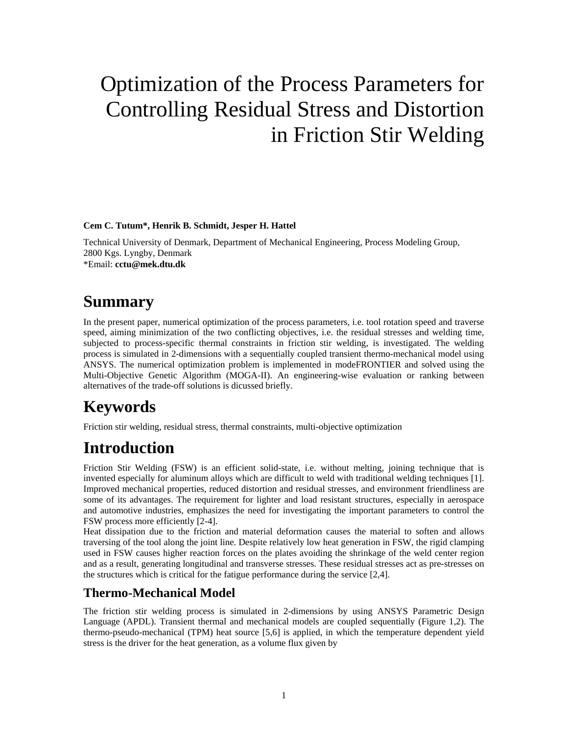# Optimization of the Process Parameters for Controlling Residual Stress and Distortion in Friction Stir Welding

**Cem C. Tutum\*, Henrik B. Schmidt, Jesper H. Hattel**

Technical University of Denmark, Department of Mechanical Engineering, Process Modeling Group, 2800 Kgs. Lyngby, Denmark
\*Email: **cctu@mek.dtu.dk**

## Summary

In the present paper, numerical optimization of the process parameters, i.e. tool rotation speed and traverse speed, aiming minimization of the two conflicting objectives, i.e. the residual stresses and welding time, subjected to process-specific thermal constraints in friction stir welding, is investigated. The welding process is simulated in 2-dimensions with a sequentially coupled transient thermo-mechanical model using ANSYS. The numerical optimization problem is implemented in modeFRONTIER and solved using the Multi-Objective Genetic Algorithm (MOGA-II). An engineering-wise evaluation or ranking between alternatives of the trade-off solutions is dicussed briefly.

## Keywords

Friction stir welding, residual stress, thermal constraints, multi-objective optimization

## Introduction

Friction Stir Welding (FSW) is an efficient solid-state, i.e. without melting, joining technique that is invented especially for aluminum alloys which are difficult to weld with traditional welding techniques [1]. Improved mechanical properties, reduced distortion and residual stresses, and environment friendliness are some of its advantages. The requirement for lighter and load resistant structures, especially in aerospace and automotive industries, emphasizes the need for investigating the important parameters to control the FSW process more efficiently [2-4].
Heat dissipation due to the friction and material deformation causes the material to soften and allows traversing of the tool along the joint line. Despite relatively low heat generation in FSW, the rigid clamping used in FSW causes higher reaction forces on the plates avoiding the shrinkage of the weld center region and as a result, generating longitudinal and transverse stresses. These residual stresses act as pre-stresses on the structures which is critical for the fatigue performance during the service [2,4].

### Thermo-Mechanical Model

The friction stir welding process is simulated in 2-dimensions by using ANSYS Parametric Design Language (APDL). Transient thermal and mechanical models are coupled sequentially (Figure 1,2). The thermo-pseudo-mechanical (TPM) heat source [5,6] is applied, in which the temperature dependent yield stress is the driver for the heat generation, as a volume flux given by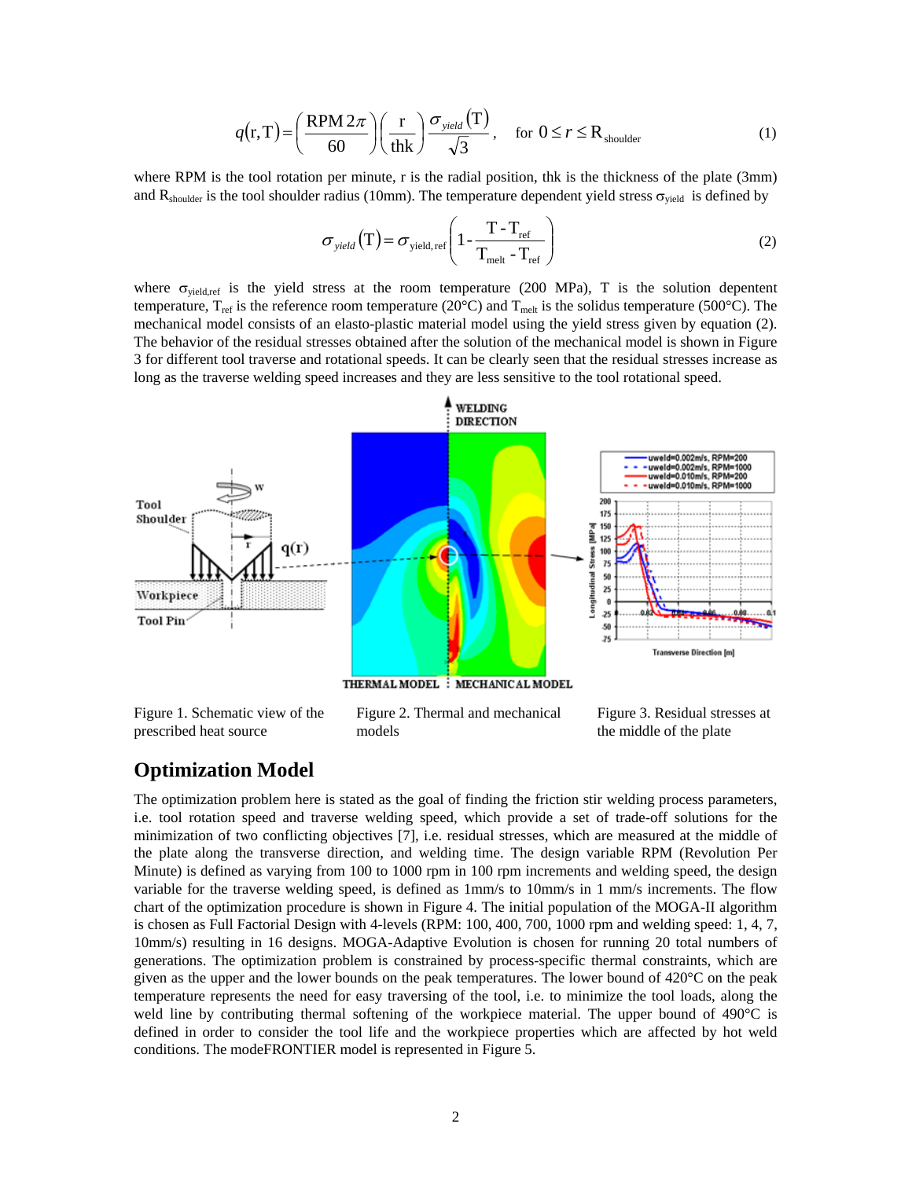$$q(r,T) = \left(\frac{RPM\, 2\pi}{60}\right)\left(\frac{r}{thk}\right)\frac{\sigma_{yield}(T)}{\sqrt{3}}, \quad \text{for } 0 \le r \le R_{shoulder} \tag{1}$$

where RPM is the tool rotation per minute, r is the radial position, thk is the thickness of the plate (3mm) and $R_{shoulder}$ is the tool shoulder radius (10mm). The temperature dependent yield stress $\sigma_{yield}$ is defined by

$$\sigma_{yield}(T) = \sigma_{yield,ref}\left(1 - \frac{T - T_{ref}}{T_{melt} - T_{ref}}\right) \tag{2}$$

where $\sigma_{yield,ref}$ is the yield stress at the room temperature (200 MPa), T is the solution depentent temperature, $T_{ref}$ is the reference room temperature (20°C) and $T_{melt}$ is the solidus temperature (500°C). The mechanical model consists of an elasto-plastic material model using the yield stress given by equation (2). The behavior of the residual stresses obtained after the solution of the mechanical model is shown in Figure 3 for different tool traverse and rotational speeds. It can be clearly seen that the residual stresses increase as long as the traverse welding speed increases and they are less sensitive to the tool rotational speed.

Figure 1. Schematic view of the prescribed heat source

Figure 2. Thermal and mechanical models

Figure 3. Residual stresses at the middle of the plate

## Optimization Model

The optimization problem here is stated as the goal of finding the friction stir welding process parameters, i.e. tool rotation speed and traverse welding speed, which provide a set of trade-off solutions for the minimization of two conflicting objectives [7], i.e. residual stresses, which are measured at the middle of the plate along the transverse direction, and welding time. The design variable RPM (Revolution Per Minute) is defined as varying from 100 to 1000 rpm in 100 rpm increments and welding speed, the design variable for the traverse welding speed, is defined as 1mm/s to 10mm/s in 1 mm/s increments. The flow chart of the optimization procedure is shown in Figure 4. The initial population of the MOGA-II algorithm is chosen as Full Factorial Design with 4-levels (RPM: 100, 400, 700, 1000 rpm and welding speed: 1, 4, 7, 10mm/s) resulting in 16 designs. MOGA-Adaptive Evolution is chosen for running 20 total numbers of generations. The optimization problem is constrained by process-specific thermal constraints, which are given as the upper and the lower bounds on the peak temperatures. The lower bound of 420°C on the peak temperature represents the need for easy traversing of the tool, i.e. to minimize the tool loads, along the weld line by contributing thermal softening of the workpiece material. The upper bound of 490°C is defined in order to consider the tool life and the workpiece properties which are affected by hot weld conditions. The modeFRONTIER model is represented in Figure 5.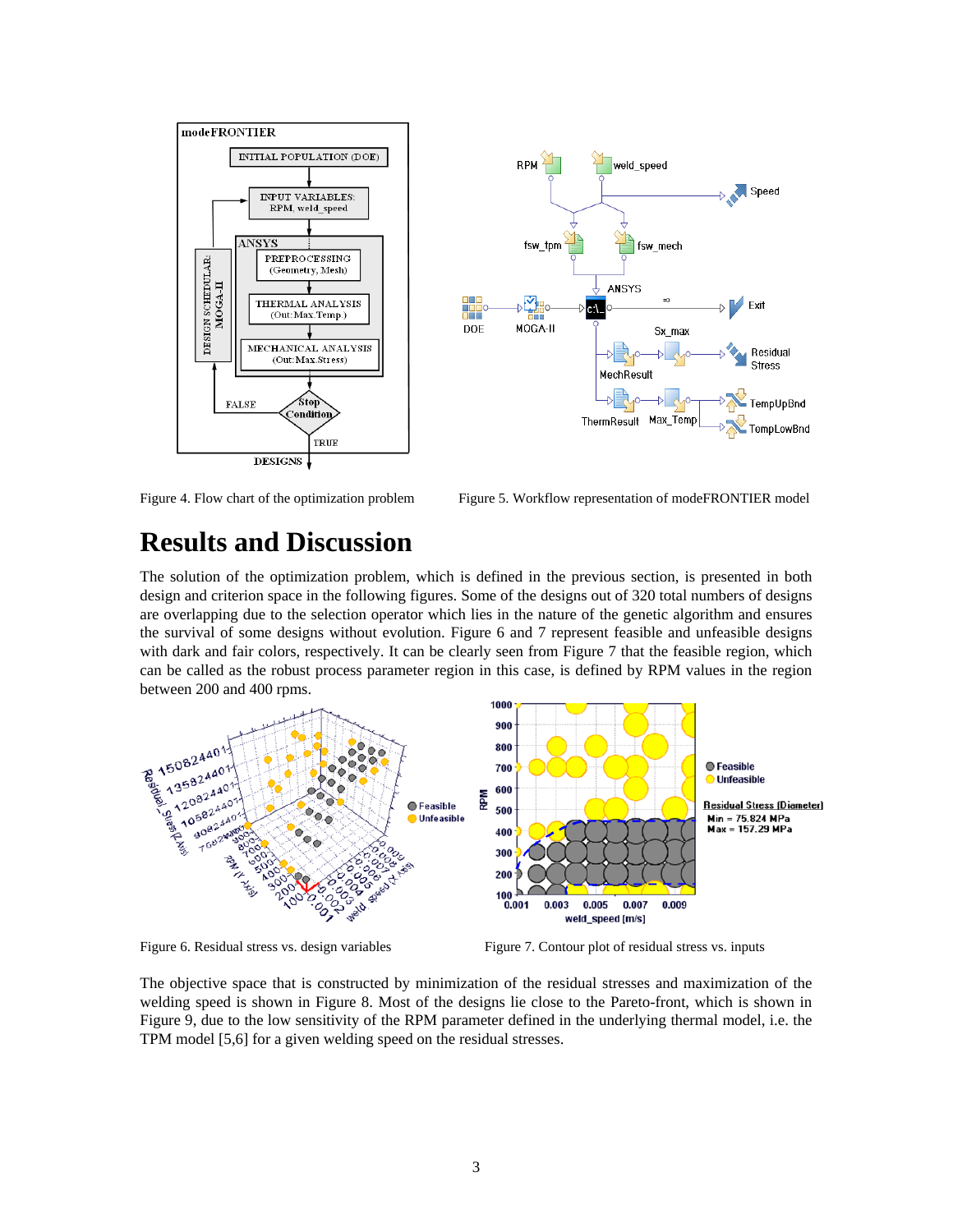Figure 4. Flow chart of the optimization problem

Figure 5. Workflow representation of modeFRONTIER model

# Results and Discussion

The solution of the optimization problem, which is defined in the previous section, is presented in both design and criterion space in the following figures. Some of the designs out of 320 total numbers of designs are overlapping due to the selection operator which lies in the nature of the genetic algorithm and ensures the survival of some designs without evolution. Figure 6 and 7 represent feasible and unfeasible designs with dark and fair colors, respectively. It can be clearly seen from Figure 7 that the feasible region, which can be called as the robust process parameter region in this case, is defined by RPM values in the region between 200 and 400 rpms.

Figure 6. Residual stress vs. design variables

Figure 7. Contour plot of residual stress vs. inputs

The objective space that is constructed by minimization of the residual stresses and maximization of the welding speed is shown in Figure 8. Most of the designs lie close to the Pareto-front, which is shown in Figure 9, due to the low sensitivity of the RPM parameter defined in the underlying thermal model, i.e. the TPM model [5,6] for a given welding speed on the residual stresses.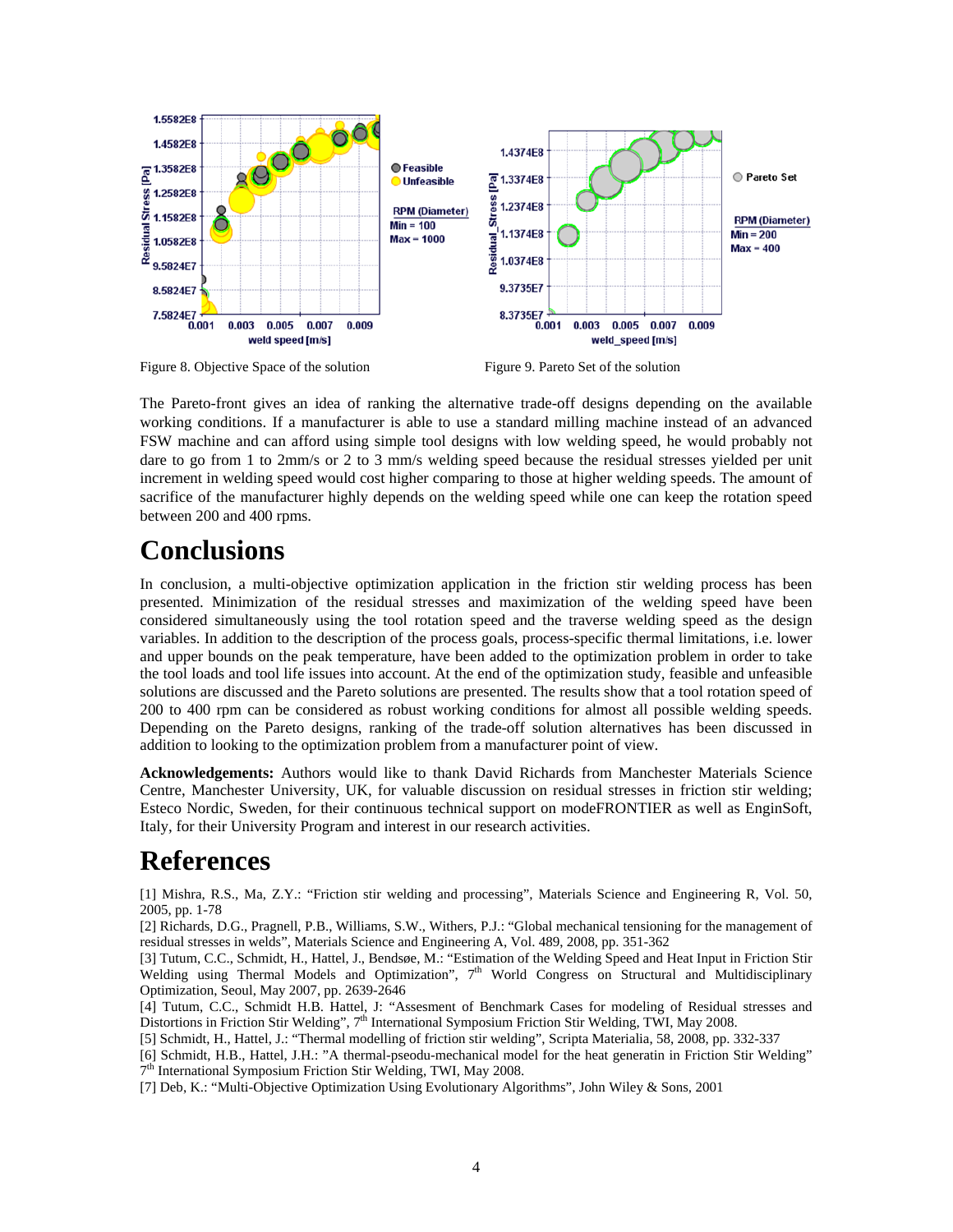1.5582E8
1.4582E8
1.3582E8
1.2582E8
1.1582E8
1.0582E8
9.5824E7
8.5824E7
7.5824E7
Residual Stress [Pa]
0.001 0.003 0.005 0.007 0.009
weld speed [m/s]
Feasible
Unfeasible
RPM (Diameter)
Min = 100
Max = 1000

Figure 8. Objective Space of the solution

1.4374E8
1.3374E8
1.2374E8
1.1374E8
1.0374E8
9.3735E7
8.3735E7
Residual_Stress [Pa]
0.001 0.003 0.005 0.007 0.009
weld_speed [m/s]
Pareto Set
RPM (Diameter)
Min = 200
Max = 400

Figure 9. Pareto Set of the solution

The Pareto-front gives an idea of ranking the alternative trade-off designs depending on the available working conditions. If a manufacturer is able to use a standard milling machine instead of an advanced FSW machine and can afford using simple tool designs with low welding speed, he would probably not dare to go from 1 to 2mm/s or 2 to 3 mm/s welding speed because the residual stresses yielded per unit increment in welding speed would cost higher comparing to those at higher welding speeds. The amount of sacrifice of the manufacturer highly depends on the welding speed while one can keep the rotation speed between 200 and 400 rpms.

# Conclusions

In conclusion, a multi-objective optimization application in the friction stir welding process has been presented. Minimization of the residual stresses and maximization of the welding speed have been considered simultaneously using the tool rotation speed and the traverse welding speed as the design variables. In addition to the description of the process goals, process-specific thermal limitations, i.e. lower and upper bounds on the peak temperature, have been added to the optimization problem in order to take the tool loads and tool life issues into account. At the end of the optimization study, feasible and unfeasible solutions are discussed and the Pareto solutions are presented. The results show that a tool rotation speed of 200 to 400 rpm can be considered as robust working conditions for almost all possible welding speeds. Depending on the Pareto designs, ranking of the trade-off solution alternatives has been discussed in addition to looking to the optimization problem from a manufacturer point of view.

**Acknowledgements:** Authors would like to thank David Richards from Manchester Materials Science Centre, Manchester University, UK, for valuable discussion on residual stresses in friction stir welding; Esteco Nordic, Sweden, for their continuous technical support on modeFRONTIER as well as EnginSoft, Italy, for their University Program and interest in our research activities.

# References

[1] Mishra, R.S., Ma, Z.Y.: "Friction stir welding and processing", Materials Science and Engineering R, Vol. 50, 2005, pp. 1-78

[2] Richards, D.G., Pragnell, P.B., Williams, S.W., Withers, P.J.: "Global mechanical tensioning for the management of residual stresses in welds", Materials Science and Engineering A, Vol. 489, 2008, pp. 351-362

[3] Tutum, C.C., Schmidt, H., Hattel, J., Bendsøe, M.: "Estimation of the Welding Speed and Heat Input in Friction Stir Welding using Thermal Models and Optimization", 7th World Congress on Structural and Multidisciplinary Optimization, Seoul, May 2007, pp. 2639-2646

[4] Tutum, C.C., Schmidt H.B. Hattel, J: "Assesment of Benchmark Cases for modeling of Residual stresses and Distortions in Friction Stir Welding", 7th International Symposium Friction Stir Welding, TWI, May 2008.

[5] Schmidt, H., Hattel, J.: "Thermal modelling of friction stir welding", Scripta Materialia, 58, 2008, pp. 332-337

[6] Schmidt, H.B., Hattel, J.H.: "A thermal-pseodu-mechanical model for the heat generatin in Friction Stir Welding" 7th International Symposium Friction Stir Welding, TWI, May 2008.

[7] Deb, K.: "Multi-Objective Optimization Using Evolutionary Algorithms", John Wiley & Sons, 2001